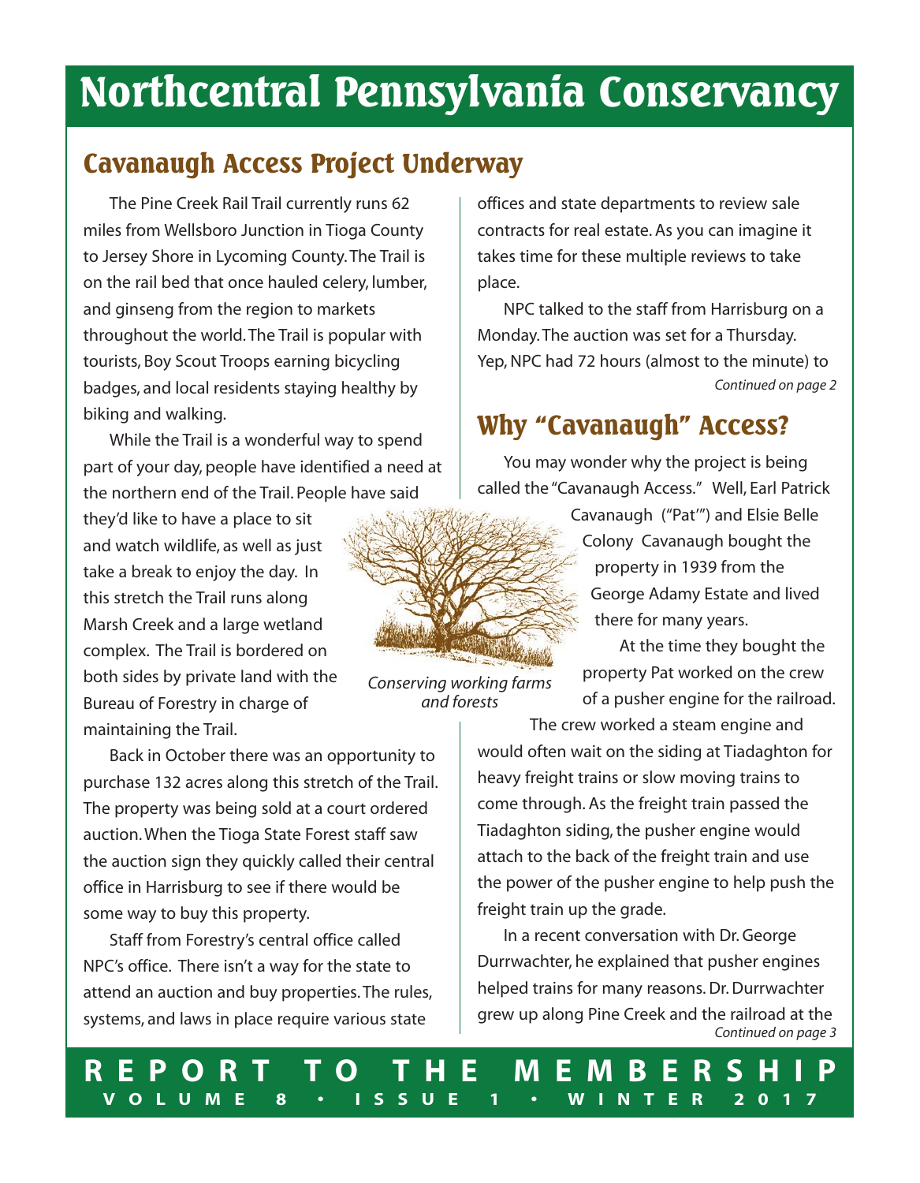# Northcentral Pennsylvania Conservancy

## Cavanaugh Access Project Underway

The Pine Creek Rail Trail currently runs 62 miles from Wellsboro Junction in Tioga County to Jersey Shore in Lycoming County. The Trail is on the rail bed that once hauled celery, lumber, and ginseng from the region to markets throughout the world. The Trail is popular with tourists, Boy Scout Troops earning bicycling badges, and local residents staying healthy by biking and walking.

While the Trail is a wonderful way to spend part of your day, people have identified a need at the northern end of the Trail. People have said they'd like to have a place to sit and watch wildlife, as well as just take a break to enjoy the day. In this stretch the Trail runs along Marsh Creek and a large wetland complex. The Trail is bordered on both sides by private land with the Bureau of Forestry in charge of maintaining the Trail.

Back in October there was an opportunity to purchase 132 acres along this stretch of the Trail. The property was being sold at a court ordered auction. When the Tioga State Forest staff saw the auction sign they quickly called their central office in Harrisburg to see if there would be some way to buy this property.

Staff from Forestry's central office called NPC's office. There isn't a way for the state to attend an auction and buy properties. The rules, systems, and laws in place require various state offices and state departments to review sale contracts for real estate. As you can imagine it takes time for these multiple reviews to take place.

NPC talked to the staff from Harrisburg on a Monday. The auction was set for a Thursday. Yep, NPC had 72 hours (almost to the minute) to

*Continued on page 2*

*Conserving working farms and forests*

## Why "Cavanaugh" Access?

You may wonder why the project is being called the "Cavanaugh Access." Well, Earl Patrick Cavanaugh ("Pat'") and Elsie Belle Colony Cavanaugh bought the property in 1939 from the George Adamy Estate and lived there for many years.

At the time they bought the property Pat worked on the crew of a pusher engine for the railroad. The crew worked a steam engine and would often wait on the siding at Tiadaghton for heavy freight trains or slow moving trains to come through. As the freight train passed the Tiadaghton siding, the pusher engine would attach to the back of the freight train and use the power of the pusher engine to help push the freight train up the grade.

In a recent conversation with Dr. George Durrwachter, he explained that pusher engines helped trains for many reasons. Dr. Durrwachter grew up along Pine Creek and the railroad at the

*Continued on page 3*

**REPORT TO THE MEMBERSHIP**
**VOLUME 8 • ISSUE 1 • WINTER 2017**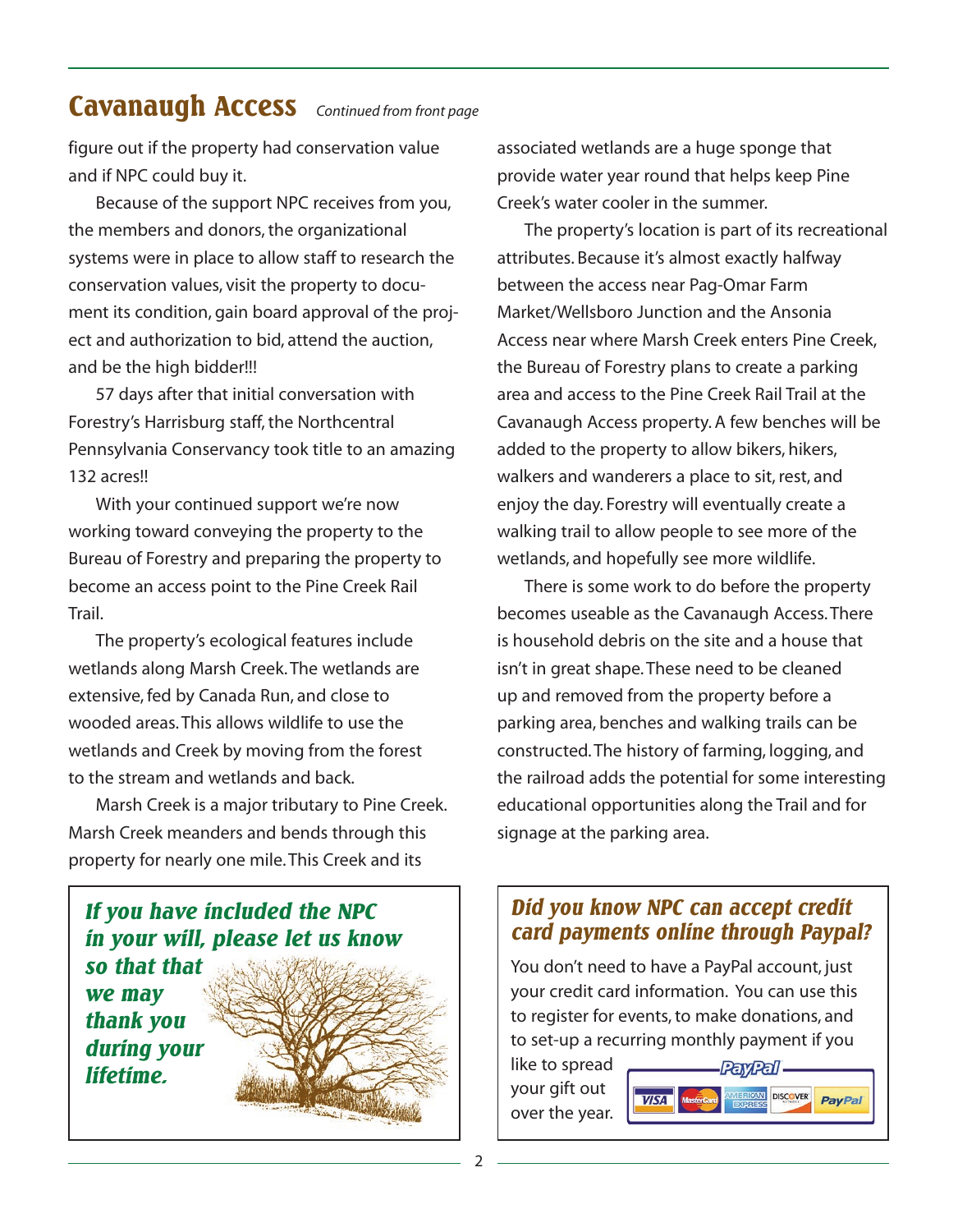## Cavanaugh Access *Continued from front page*

figure out if the property had conservation value and if NPC could buy it.

Because of the support NPC receives from you, the members and donors, the organizational systems were in place to allow staff to research the conservation values, visit the property to document its condition, gain board approval of the project and authorization to bid, attend the auction, and be the high bidder!!!

57 days after that initial conversation with Forestry's Harrisburg staff, the Northcentral Pennsylvania Conservancy took title to an amazing 132 acres!!

With your continued support we're now working toward conveying the property to the Bureau of Forestry and preparing the property to become an access point to the Pine Creek Rail Trail.

The property's ecological features include wetlands along Marsh Creek. The wetlands are extensive, fed by Canada Run, and close to wooded areas. This allows wildlife to use the wetlands and Creek by moving from the forest to the stream and wetlands and back.

Marsh Creek is a major tributary to Pine Creek. Marsh Creek meanders and bends through this property for nearly one mile. This Creek and its associated wetlands are a huge sponge that provide water year round that helps keep Pine Creek's water cooler in the summer.

The property's location is part of its recreational attributes. Because it's almost exactly halfway between the access near Pag-Omar Farm Market/Wellsboro Junction and the Ansonia Access near where Marsh Creek enters Pine Creek, the Bureau of Forestry plans to create a parking area and access to the Pine Creek Rail Trail at the Cavanaugh Access property. A few benches will be added to the property to allow bikers, hikers, walkers and wanderers a place to sit, rest, and enjoy the day. Forestry will eventually create a walking trail to allow people to see more of the wetlands, and hopefully see more wildlife.

There is some work to do before the property becomes useable as the Cavanaugh Access. There is household debris on the site and a house that isn't in great shape. These need to be cleaned up and removed from the property before a parking area, benches and walking trails can be constructed. The history of farming, logging, and the railroad adds the potential for some interesting educational opportunities along the Trail and for signage at the parking area.

***If you have included the NPC in your will, please let us know so that that we may thank you during your lifetime.***

### *Did you know NPC can accept credit card payments online through Paypal?*

You don't need to have a PayPal account, just your credit card information. You can use this to register for events, to make donations, and to set-up a recurring monthly payment if you like to spread your gift out over the year.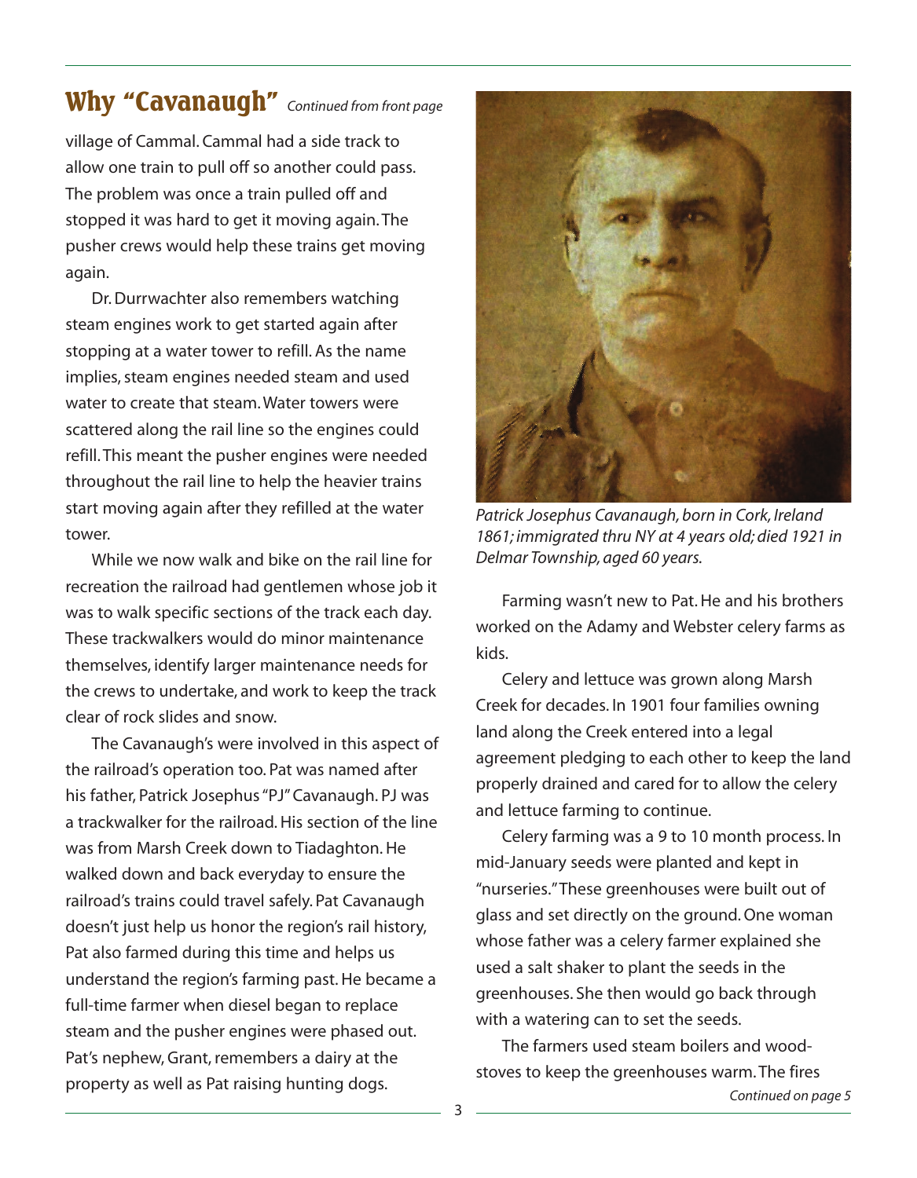## Why "Cavanaugh" *Continued from front page*

village of Cammal. Cammal had a side track to allow one train to pull off so another could pass. The problem was once a train pulled off and stopped it was hard to get it moving again. The pusher crews would help these trains get moving again.

Dr. Durrwachter also remembers watching steam engines work to get started again after stopping at a water tower to refill. As the name implies, steam engines needed steam and used water to create that steam. Water towers were scattered along the rail line so the engines could refill. This meant the pusher engines were needed throughout the rail line to help the heavier trains start moving again after they refilled at the water tower.

While we now walk and bike on the rail line for recreation the railroad had gentlemen whose job it was to walk specific sections of the track each day. These trackwalkers would do minor maintenance themselves, identify larger maintenance needs for the crews to undertake, and work to keep the track clear of rock slides and snow.

The Cavanaugh's were involved in this aspect of the railroad's operation too. Pat was named after his father, Patrick Josephus "PJ" Cavanaugh. PJ was a trackwalker for the railroad. His section of the line was from Marsh Creek down to Tiadaghton. He walked down and back everyday to ensure the railroad's trains could travel safely. Pat Cavanaugh doesn't just help us honor the region's rail history, Pat also farmed during this time and helps us understand the region's farming past. He became a full-time farmer when diesel began to replace steam and the pusher engines were phased out. Pat's nephew, Grant, remembers a dairy at the property as well as Pat raising hunting dogs.

*Patrick Josephus Cavanaugh, born in Cork, Ireland 1861; immigrated thru NY at 4 years old; died 1921 in Delmar Township, aged 60 years.*

Farming wasn't new to Pat. He and his brothers worked on the Adamy and Webster celery farms as kids.

Celery and lettuce was grown along Marsh Creek for decades. In 1901 four families owning land along the Creek entered into a legal agreement pledging to each other to keep the land properly drained and cared for to allow the celery and lettuce farming to continue.

Celery farming was a 9 to 10 month process. In mid-January seeds were planted and kept in "nurseries." These greenhouses were built out of glass and set directly on the ground. One woman whose father was a celery farmer explained she used a salt shaker to plant the seeds in the greenhouses. She then would go back through with a watering can to set the seeds.

The farmers used steam boilers and wood-stoves to keep the greenhouses warm. The fires

*Continued on page 5*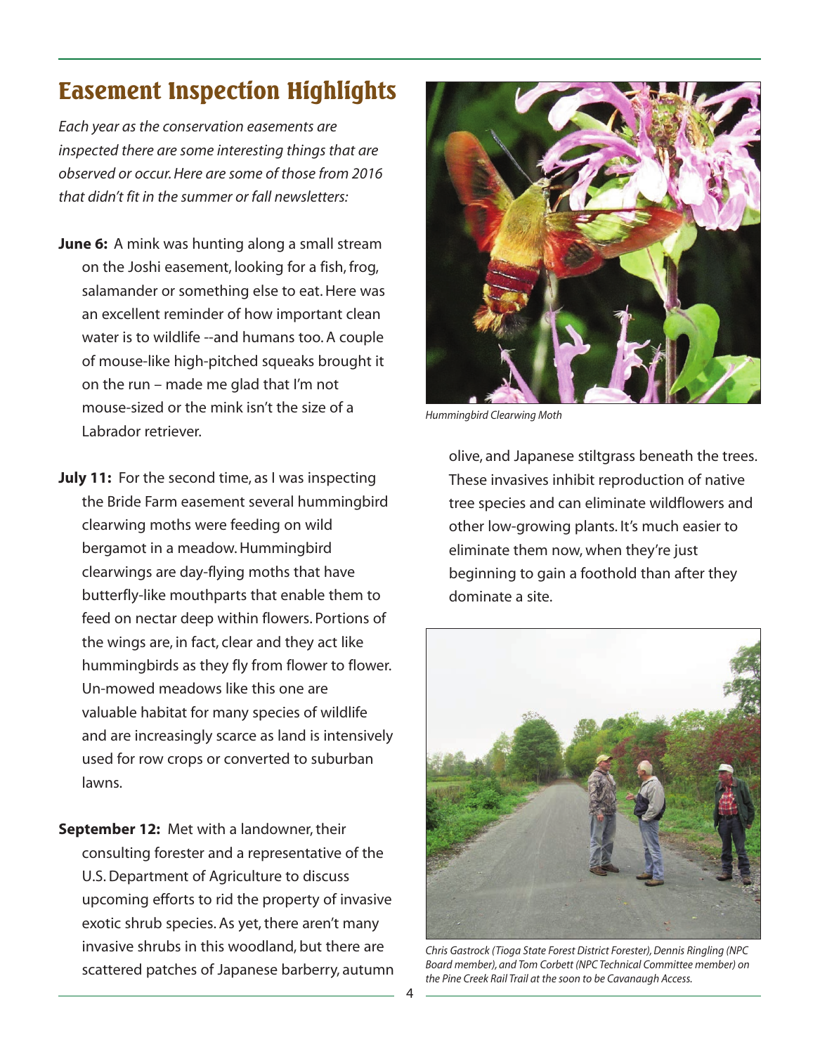# Easement Inspection Highlights

*Each year as the conservation easements are inspected there are some interesting things that are observed or occur. Here are some of those from 2016 that didn't fit in the summer or fall newsletters:*

**June 6:** A mink was hunting along a small stream on the Joshi easement, looking for a fish, frog, salamander or something else to eat. Here was an excellent reminder of how important clean water is to wildlife --and humans too. A couple of mouse-like high-pitched squeaks brought it on the run – made me glad that I'm not mouse-sized or the mink isn't the size of a Labrador retriever.

**July 11:** For the second time, as I was inspecting the Bride Farm easement several hummingbird clearwing moths were feeding on wild bergamot in a meadow. Hummingbird clearwings are day-flying moths that have butterfly-like mouthparts that enable them to feed on nectar deep within flowers. Portions of the wings are, in fact, clear and they act like hummingbirds as they fly from flower to flower. Un-mowed meadows like this one are valuable habitat for many species of wildlife and are increasingly scarce as land is intensively used for row crops or converted to suburban lawns.

*Hummingbird Clearwing Moth*

**September 12:** Met with a landowner, their consulting forester and a representative of the U.S. Department of Agriculture to discuss upcoming efforts to rid the property of invasive exotic shrub species. As yet, there aren't many invasive shrubs in this woodland, but there are scattered patches of Japanese barberry, autumn olive, and Japanese stiltgrass beneath the trees. These invasives inhibit reproduction of native tree species and can eliminate wildflowers and other low-growing plants. It's much easier to eliminate them now, when they're just beginning to gain a foothold than after they dominate a site.

*Chris Gastrock (Tioga State Forest District Forester), Dennis Ringling (NPC Board member), and Tom Corbett (NPC Technical Committee member) on the Pine Creek Rail Trail at the soon to be Cavanaugh Access.*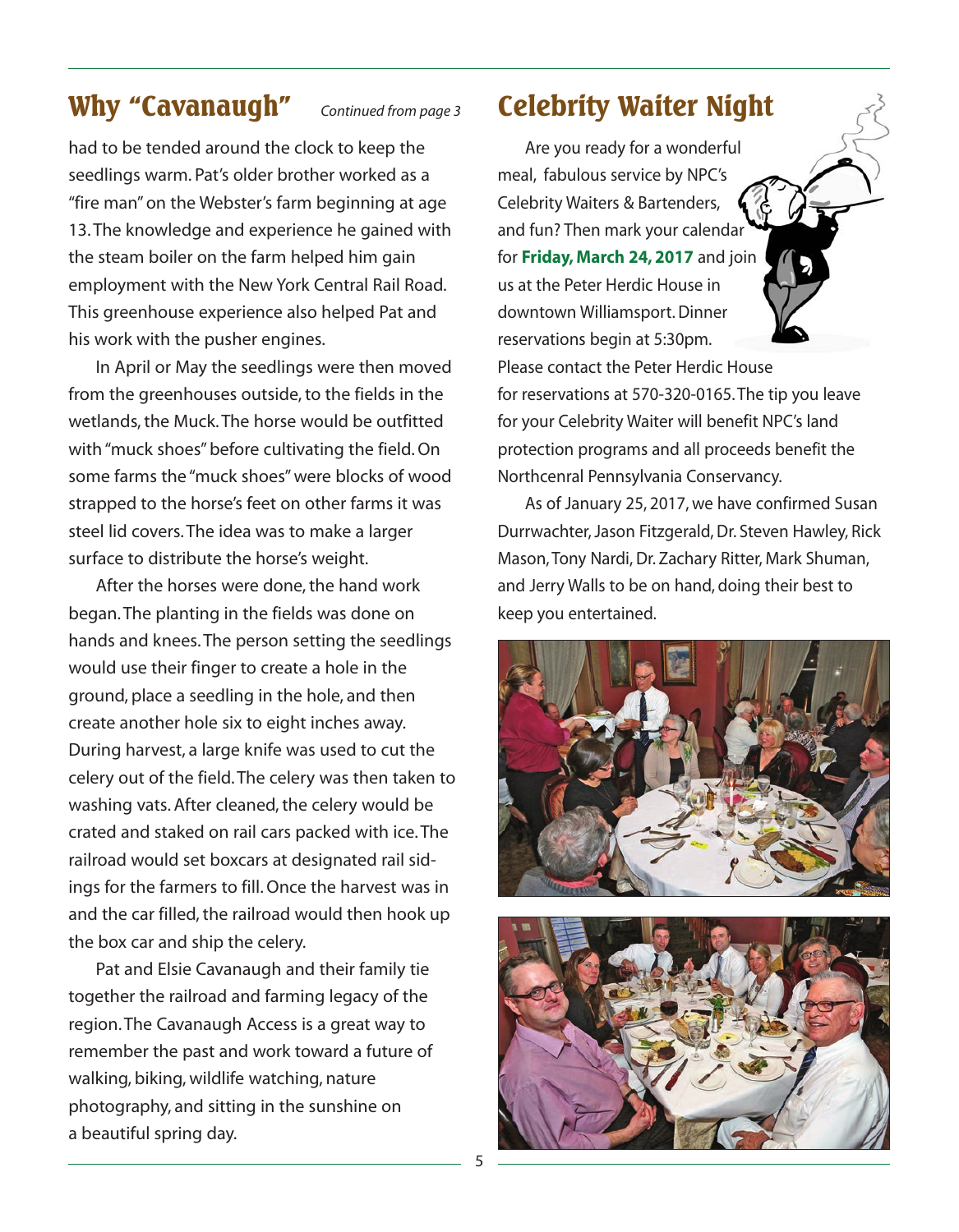## Why "Cavanaugh"

*Continued from page 3*

had to be tended around the clock to keep the seedlings warm. Pat's older brother worked as a "fire man" on the Webster's farm beginning at age 13. The knowledge and experience he gained with the steam boiler on the farm helped him gain employment with the New York Central Rail Road. This greenhouse experience also helped Pat and his work with the pusher engines.

In April or May the seedlings were then moved from the greenhouses outside, to the fields in the wetlands, the Muck. The horse would be outfitted with "muck shoes" before cultivating the field. On some farms the "muck shoes" were blocks of wood strapped to the horse's feet on other farms it was steel lid covers. The idea was to make a larger surface to distribute the horse's weight.

After the horses were done, the hand work began. The planting in the fields was done on hands and knees. The person setting the seedlings would use their finger to create a hole in the ground, place a seedling in the hole, and then create another hole six to eight inches away. During harvest, a large knife was used to cut the celery out of the field. The celery was then taken to washing vats. After cleaned, the celery would be crated and staked on rail cars packed with ice. The railroad would set boxcars at designated rail sidings for the farmers to fill. Once the harvest was in and the car filled, the railroad would then hook up the box car and ship the celery.

Pat and Elsie Cavanaugh and their family tie together the railroad and farming legacy of the region. The Cavanaugh Access is a great way to remember the past and work toward a future of walking, biking, wildlife watching, nature photography, and sitting in the sunshine on a beautiful spring day.

## Celebrity Waiter Night

Are you ready for a wonderful meal, fabulous service by NPC's Celebrity Waiters & Bartenders, and fun? Then mark your calendar for **Friday, March 24, 2017** and join us at the Peter Herdic House in downtown Williamsport. Dinner reservations begin at 5:30pm. Please contact the Peter Herdic House for reservations at 570-320-0165. The tip you leave for your Celebrity Waiter will benefit NPC's land protection programs and all proceeds benefit the Northcenral Pennsylvania Conservancy.

As of January 25, 2017, we have confirmed Susan Durrwachter, Jason Fitzgerald, Dr. Steven Hawley, Rick Mason, Tony Nardi, Dr. Zachary Ritter, Mark Shuman, and Jerry Walls to be on hand, doing their best to keep you entertained.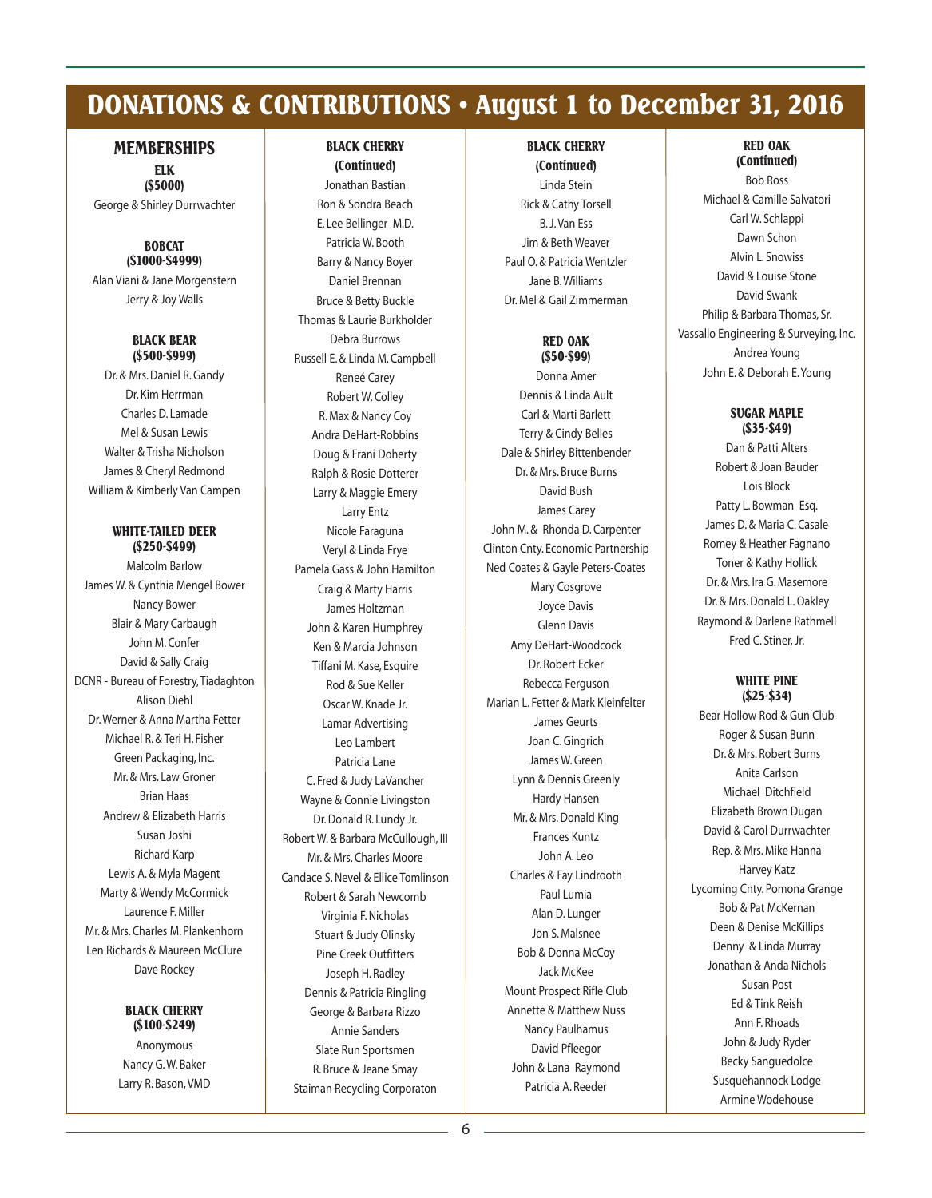# DONATIONS & CONTRIBUTIONS • August 1 to December 31, 2016

## MEMBERSHIPS

### ELK
**($5000)**

George & Shirley Durrwachter

### BOBCAT
**($1000-$4999)**

Alan Viani & Jane Morgenstern
Jerry & Joy Walls

### BLACK BEAR
**($500-$999)**

Dr. & Mrs. Daniel R. Gandy
Dr. Kim Herrman
Charles D. Lamade
Mel & Susan Lewis
Walter & Trisha Nicholson
James & Cheryl Redmond
William & Kimberly Van Campen

### WHITE-TAILED DEER
**($250-$499)**

Malcolm Barlow
James W. & Cynthia Mengel Bower
Nancy Bower
Blair & Mary Carbaugh
John M. Confer
David & Sally Craig
DCNR - Bureau of Forestry, Tiadaghton
Alison Diehl
Dr. Werner & Anna Martha Fetter
Michael R. & Teri H. Fisher
Green Packaging, Inc.
Mr. & Mrs. Law Groner
Brian Haas
Andrew & Elizabeth Harris
Susan Joshi
Richard Karp
Lewis A. & Myla Magent
Marty & Wendy McCormick
Laurence F. Miller
Mr. & Mrs. Charles M. Plankenhorn
Len Richards & Maureen McClure
Dave Rockey

### BLACK CHERRY
**($100-$249)**

Anonymous
Nancy G. W. Baker
Larry R. Bason, VMD
Jonathan Bastian
Ron & Sondra Beach
E. Lee Bellinger M.D.
Patricia W. Booth
Barry & Nancy Boyer
Daniel Brennan
Bruce & Betty Buckle
Thomas & Laurie Burkholder
Debra Burrows
Russell E. & Linda M. Campbell
Reneé Carey
Robert W. Colley
R. Max & Nancy Coy
Andra DeHart-Robbins
Doug & Frani Doherty
Ralph & Rosie Dotterer
Larry & Maggie Emery
Larry Entz
Nicole Faraguna
Veryl & Linda Frye
Pamela Gass & John Hamilton
Craig & Marty Harris
James Holtzman
John & Karen Humphrey
Ken & Marcia Johnson
Tiffani M. Kase, Esquire
Rod & Sue Keller
Oscar W. Knade Jr.
Lamar Advertising
Leo Lambert
Patricia Lane
C. Fred & Judy LaVancher
Wayne & Connie Livingston
Dr. Donald R. Lundy Jr.
Robert W. & Barbara McCullough, III
Mr. & Mrs. Charles Moore
Candace S. Nevel & Ellice Tomlinson
Robert & Sarah Newcomb
Virginia F. Nicholas
Stuart & Judy Olinsky
Pine Creek Outfitters
Joseph H. Radley
Dennis & Patricia Ringling
George & Barbara Rizzo
Annie Sanders
Slate Run Sportsmen
R. Bruce & Jeane Smay
Staiman Recycling Corporaton
Linda Stein
Rick & Cathy Torsell
B. J. Van Ess
Jim & Beth Weaver
Paul O. & Patricia Wentzler
Jane B. Williams
Dr. Mel & Gail Zimmerman

### RED OAK
**($50-$99)**

Donna Amer
Dennis & Linda Ault
Carl & Marti Barlett
Terry & Cindy Belles
Dale & Shirley Bittenbender
Dr. & Mrs. Bruce Burns
David Bush
James Carey
John M. & Rhonda D. Carpenter
Clinton Cnty. Economic Partnership
Ned Coates & Gayle Peters-Coates
Mary Cosgrove
Joyce Davis
Glenn Davis
Amy DeHart-Woodcock
Dr. Robert Ecker
Rebecca Ferguson
Marian L. Fetter & Mark Kleinfelter
James Geurts
Joan C. Gingrich
James W. Green
Lynn & Dennis Greenly
Hardy Hansen
Mr. & Mrs. Donald King
Frances Kuntz
John A. Leo
Charles & Fay Lindrooth
Paul Lumia
Alan D. Lunger
Jon S. Malsnee
Bob & Donna McCoy
Jack McKee
Mount Prospect Rifle Club
Annette & Matthew Nuss
Nancy Paulhamus
David Pfleegor
John & Lana Raymond
Patricia A. Reeder
Bob Ross
Michael & Camille Salvatori
Carl W. Schlappi
Dawn Schon
Alvin L. Snowiss
David & Louise Stone
David Swank
Philip & Barbara Thomas, Sr.
Vassallo Engineering & Surveying, Inc.
Andrea Young
John E. & Deborah E. Young

### SUGAR MAPLE
**($35-$49)**

Dan & Patti Alters
Robert & Joan Bauder
Lois Block
Patty L. Bowman Esq.
James D. & Maria C. Casale
Romey & Heather Fagnano
Toner & Kathy Hollick
Dr. & Mrs. Ira G. Masemore
Dr. & Mrs. Donald L. Oakley
Raymond & Darlene Rathmell
Fred C. Stiner, Jr.

### WHITE PINE
**($25-$34)**

Bear Hollow Rod & Gun Club
Roger & Susan Bunn
Dr. & Mrs. Robert Burns
Anita Carlson
Michael Ditchfield
Elizabeth Brown Dugan
David & Carol Durrwachter
Rep. & Mrs. Mike Hanna
Harvey Katz
Lycoming Cnty. Pomona Grange
Bob & Pat McKernan
Deen & Denise McKillips
Denny & Linda Murray
Jonathan & Anda Nichols
Susan Post
Ed & Tink Reish
Ann F. Rhoads
John & Judy Ryder
Becky Sanguedolce
Susquehannock Lodge
Armine Wodehouse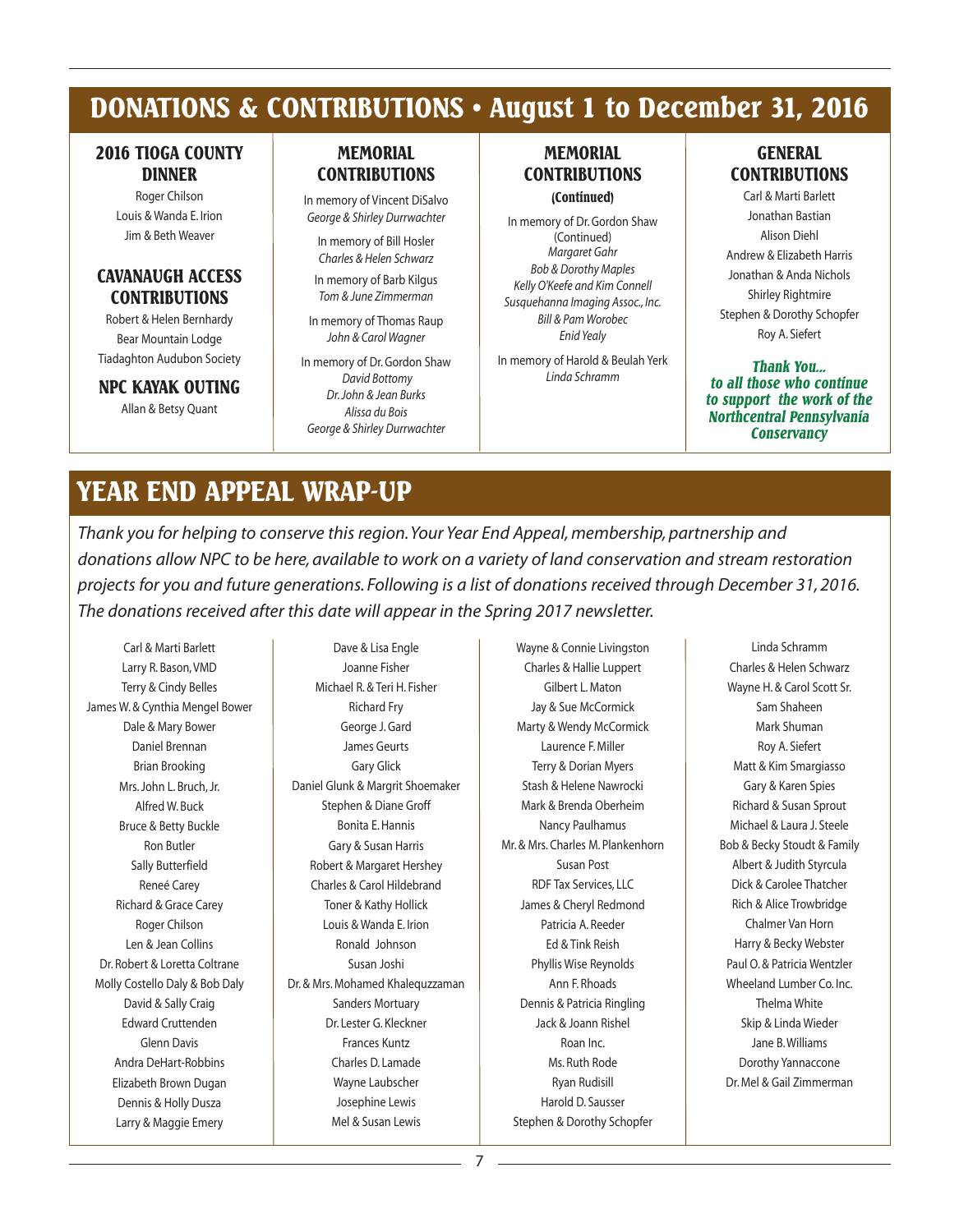# DONATIONS & CONTRIBUTIONS • August 1 to December 31, 2016

## 2016 TIOGA COUNTY DINNER

Roger Chilson
Louis & Wanda E. Irion
Jim & Beth Weaver

## CAVANAUGH ACCESS CONTRIBUTIONS

Robert & Helen Bernhardy
Bear Mountain Lodge
Tiadaghton Audubon Society

## NPC KAYAK OUTING

Allan & Betsy Quant

## MEMORIAL CONTRIBUTIONS

In memory of Vincent DiSalvo
*George & Shirley Durrwachter*

In memory of Bill Hosler
*Charles & Helen Schwarz*

In memory of Barb Kilgus
*Tom & June Zimmerman*

In memory of Thomas Raup
*John & Carol Wagner*

In memory of Dr. Gordon Shaw
*David Bottomy*
*Dr. John & Jean Burks*
*Alissa du Bois*
*George & Shirley Durrwachter*

## MEMORIAL CONTRIBUTIONS (Continued)

In memory of Dr. Gordon Shaw (Continued)
*Margaret Gahr*
*Bob & Dorothy Maples*
*Kelly O'Keefe and Kim Connell*
*Susquehanna Imaging Assoc., Inc.*
*Bill & Pam Worobec*
*Enid Yealy*

In memory of Harold & Beulah Yerk
*Linda Schramm*

## GENERAL CONTRIBUTIONS

Carl & Marti Barlett
Jonathan Bastian
Alison Diehl
Andrew & Elizabeth Harris
Jonathan & Anda Nichols
Shirley Rightmire
Stephen & Dorothy Schopfer
Roy A. Siefert

***Thank You... to all those who continue to support the work of the Northcentral Pennsylvania Conservancy***

# YEAR END APPEAL WRAP-UP

*Thank you for helping to conserve this region. Your Year End Appeal, membership, partnership and donations allow NPC to be here, available to work on a variety of land conservation and stream restoration projects for you and future generations. Following is a list of donations received through December 31, 2016. The donations received after this date will appear in the Spring 2017 newsletter.*

Carl & Marti Barlett
Larry R. Bason, VMD
Terry & Cindy Belles
James W. & Cynthia Mengel Bower
Dale & Mary Bower
Daniel Brennan
Brian Brooking
Mrs. John L. Bruch, Jr.
Alfred W. Buck
Bruce & Betty Buckle
Ron Butler
Sally Butterfield
Reneé Carey
Richard & Grace Carey
Roger Chilson
Len & Jean Collins
Dr. Robert & Loretta Coltrane
Molly Costello Daly & Bob Daly
David & Sally Craig
Edward Cruttenden
Glenn Davis
Andra DeHart-Robbins
Elizabeth Brown Dugan
Dennis & Holly Dusza
Larry & Maggie Emery
Dave & Lisa Engle
Joanne Fisher
Michael R. & Teri H. Fisher
Richard Fry
George J. Gard
James Geurts
Gary Glick
Daniel Glunk & Margrit Shoemaker
Stephen & Diane Groff
Bonita E. Hannis
Gary & Susan Harris
Robert & Margaret Hershey
Charles & Carol Hildebrand
Toner & Kathy Hollick
Louis & Wanda E. Irion
Ronald Johnson
Susan Joshi
Dr. & Mrs. Mohamed Khalequzzaman
Sanders Mortuary
Dr. Lester G. Kleckner
Frances Kuntz
Charles D. Lamade
Wayne Laubscher
Josephine Lewis
Mel & Susan Lewis
Wayne & Connie Livingston
Charles & Hallie Luppert
Gilbert L. Maton
Jay & Sue McCormick
Marty & Wendy McCormick
Laurence F. Miller
Terry & Dorian Myers
Stash & Helene Nawrocki
Mark & Brenda Oberheim
Nancy Paulhamus
Mr. & Mrs. Charles M. Plankenhorn
Susan Post
RDF Tax Services, LLC
James & Cheryl Redmond
Patricia A. Reeder
Ed & Tink Reish
Phyllis Wise Reynolds
Ann F. Rhoads
Dennis & Patricia Ringling
Jack & Joann Rishel
Roan Inc.
Ms. Ruth Rode
Ryan Rudisill
Harold D. Sausser
Stephen & Dorothy Schopfer
Linda Schramm
Charles & Helen Schwarz
Wayne H. & Carol Scott Sr.
Sam Shaheen
Mark Shuman
Roy A. Siefert
Matt & Kim Smargiasso
Gary & Karen Spies
Richard & Susan Sprout
Michael & Laura J. Steele
Bob & Becky Stoudt & Family
Albert & Judith Styrcula
Dick & Carolee Thatcher
Rich & Alice Trowbridge
Chalmer Van Horn
Harry & Becky Webster
Paul O. & Patricia Wentzler
Wheeland Lumber Co. Inc.
Thelma White
Skip & Linda Wieder
Jane B. Williams
Dorothy Yannaccone
Dr. Mel & Gail Zimmerman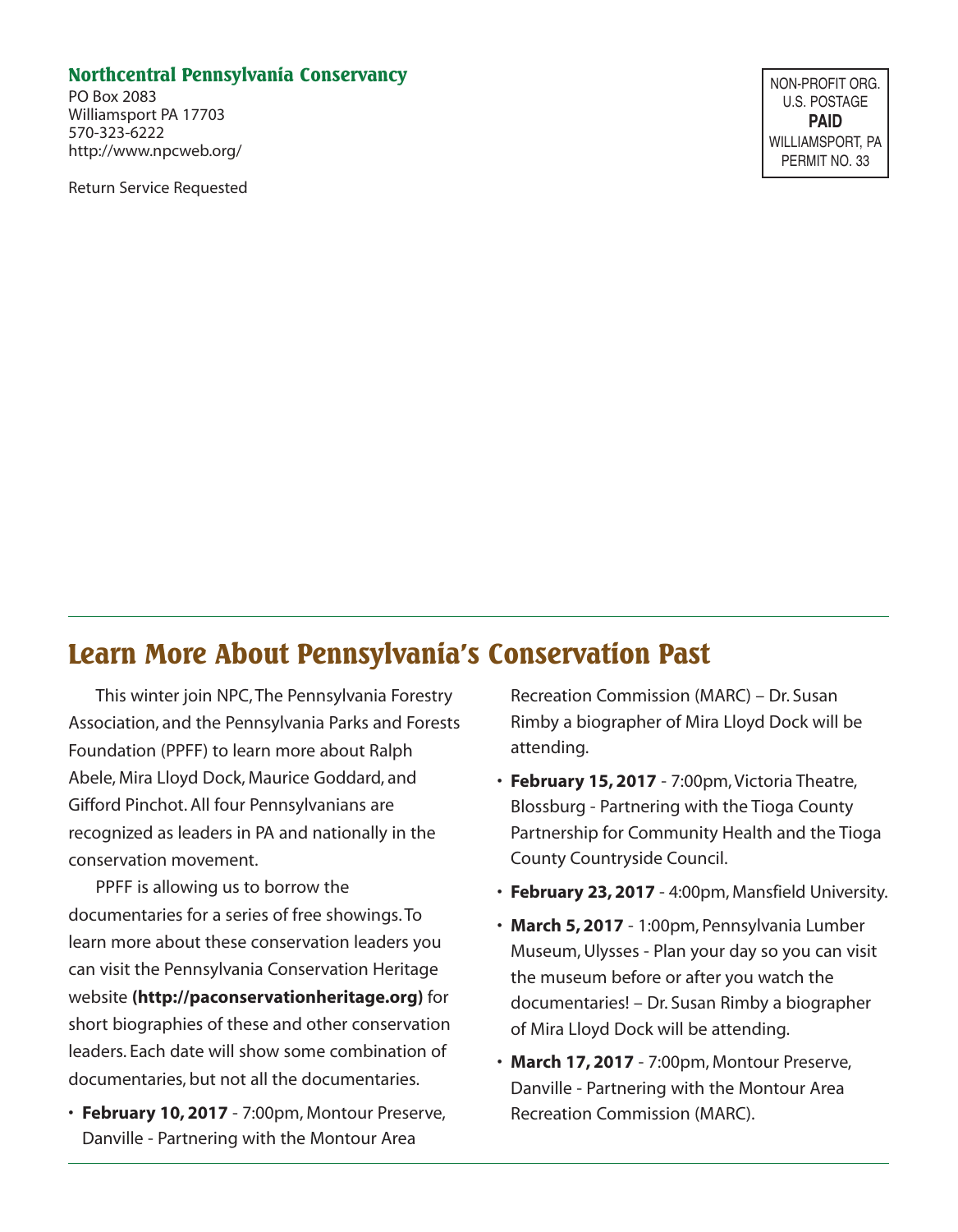**Northcentral Pennsylvania Conservancy**
PO Box 2083
Williamsport PA 17703
570-323-6222
http://www.npcweb.org/

Return Service Requested

NON-PROFIT ORG.
U.S. POSTAGE
**PAID**
WILLIAMSPORT, PA
PERMIT NO. 33

## Learn More About Pennsylvania's Conservation Past

This winter join NPC, The Pennsylvania Forestry Association, and the Pennsylvania Parks and Forests Foundation (PPFF) to learn more about Ralph Abele, Mira Lloyd Dock, Maurice Goddard, and Gifford Pinchot. All four Pennsylvanians are recognized as leaders in PA and nationally in the conservation movement.

PPFF is allowing us to borrow the documentaries for a series of free showings. To learn more about these conservation leaders you can visit the Pennsylvania Conservation Heritage website **(http://paconservationheritage.org)** for short biographies of these and other conservation leaders. Each date will show some combination of documentaries, but not all the documentaries.

- **February 10, 2017** - 7:00pm, Montour Preserve, Danville - Partnering with the Montour Area Recreation Commission (MARC) – Dr. Susan Rimby a biographer of Mira Lloyd Dock will be attending.
- **February 15, 2017** - 7:00pm, Victoria Theatre, Blossburg - Partnering with the Tioga County Partnership for Community Health and the Tioga County Countryside Council.
- **February 23, 2017** - 4:00pm, Mansfield University.
- **March 5, 2017** - 1:00pm, Pennsylvania Lumber Museum, Ulysses - Plan your day so you can visit the museum before or after you watch the documentaries! – Dr. Susan Rimby a biographer of Mira Lloyd Dock will be attending.
- **March 17, 2017** - 7:00pm, Montour Preserve, Danville - Partnering with the Montour Area Recreation Commission (MARC).